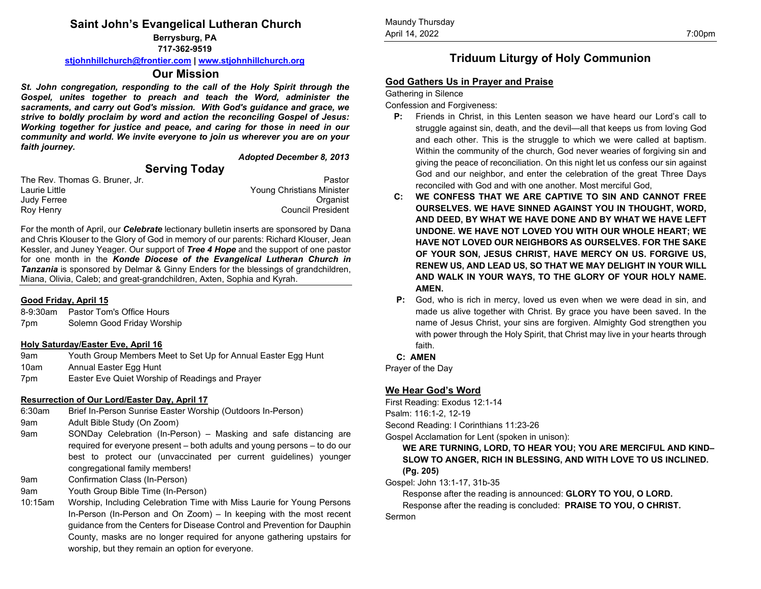# Saint John's Evangelical Lutheran Church

**Berrysburg, PA**
**717-362-9519**

**stjohnhillchurch@frontier.com | www.stjohnhillchurch.org**

## Our Mission

***St. John congregation, responding to the call of the Holy Spirit through the Gospel, unites together to preach and teach the Word, administer the sacraments, and carry out God's mission. With God's guidance and grace, we strive to boldly proclaim by word and action the reconciling Gospel of Jesus: Working together for justice and peace, and caring for those in need in our community and world. We invite everyone to join us wherever you are on your faith journey.***

***Adopted December 8, 2013***

## Serving Today

| | |
|---|---|
| The Rev. Thomas G. Bruner, Jr. | Pastor |
| Laurie Little | Young Christians Minister |
| Judy Ferree | Organist |
| Roy Henry | Council President |

For the month of April, our ***Celebrate*** lectionary bulletin inserts are sponsored by Dana and Chris Klouser to the Glory of God in memory of our parents: Richard Klouser, Jean Kessler, and Juney Yeager. Our support of ***Tree 4 Hope*** and the support of one pastor for one month in the ***Konde Diocese of the Evangelical Lutheran Church in Tanzania*** is sponsored by Delmar & Ginny Enders for the blessings of grandchildren, Miana, Olivia, Caleb; and great-grandchildren, Axten, Sophia and Kyrah.

**Good Friday, April 15**

- 8-9:30am Pastor Tom's Office Hours
- 7pm Solemn Good Friday Worship

**Holy Saturday/Easter Eve, April 16**

- 9am Youth Group Members Meet to Set Up for Annual Easter Egg Hunt
- 10am Annual Easter Egg Hunt
- 7pm Easter Eve Quiet Worship of Readings and Prayer

**Resurrection of Our Lord/Easter Day, April 17**

- 6:30am Brief In-Person Sunrise Easter Worship (Outdoors In-Person)
- 9am Adult Bible Study (On Zoom)
- 9am SONDay Celebration (In-Person) – Masking and safe distancing are required for everyone present – both adults and young persons – to do our best to protect our (unvaccinated per current guidelines) younger congregational family members!
- 9am Confirmation Class (In-Person)
- 9am Youth Group Bible Time (In-Person)
- 10:15am Worship, Including Celebration Time with Miss Laurie for Young Persons In-Person (In-Person and On Zoom) – In keeping with the most recent guidance from the Centers for Disease Control and Prevention for Dauphin County, masks are no longer required for anyone gathering upstairs for worship, but they remain an option for everyone.

Maundy Thursday
April 14, 2022 7:00pm

# Triduum Liturgy of Holy Communion

## God Gathers Us in Prayer and Praise

Gathering in Silence

Confession and Forgiveness:

**P:** Friends in Christ, in this Lenten season we have heard our Lord's call to struggle against sin, death, and the devil—all that keeps us from loving God and each other. This is the struggle to which we were called at baptism. Within the community of the church, God never wearies of forgiving sin and giving the peace of reconciliation. On this night let us confess our sin against God and our neighbor, and enter the celebration of the great Three Days reconciled with God and with one another. Most merciful God,

**C: WE CONFESS THAT WE ARE CAPTIVE TO SIN AND CANNOT FREE OURSELVES. WE HAVE SINNED AGAINST YOU IN THOUGHT, WORD, AND DEED, BY WHAT WE HAVE DONE AND BY WHAT WE HAVE LEFT UNDONE. WE HAVE NOT LOVED YOU WITH OUR WHOLE HEART; WE HAVE NOT LOVED OUR NEIGHBORS AS OURSELVES. FOR THE SAKE OF YOUR SON, JESUS CHRIST, HAVE MERCY ON US. FORGIVE US, RENEW US, AND LEAD US, SO THAT WE MAY DELIGHT IN YOUR WILL AND WALK IN YOUR WAYS, TO THE GLORY OF YOUR HOLY NAME. AMEN.**

**P:** God, who is rich in mercy, loved us even when we were dead in sin, and made us alive together with Christ. By grace you have been saved. In the name of Jesus Christ, your sins are forgiven. Almighty God strengthen you with power through the Holy Spirit, that Christ may live in your hearts through faith.

**C: AMEN**

Prayer of the Day

## We Hear God's Word

First Reading: Exodus 12:1-14

Psalm: 116:1-2, 12-19

Second Reading: I Corinthians 11:23-26

Gospel Acclamation for Lent (spoken in unison):

**WE ARE TURNING, LORD, TO HEAR YOU; YOU ARE MERCIFUL AND KIND– SLOW TO ANGER, RICH IN BLESSING, AND WITH LOVE TO US INCLINED. (Pg. 205)**

Gospel: John 13:1-17, 31b-35

Response after the reading is announced: **GLORY TO YOU, O LORD.**

Response after the reading is concluded: **PRAISE TO YOU, O CHRIST.**

Sermon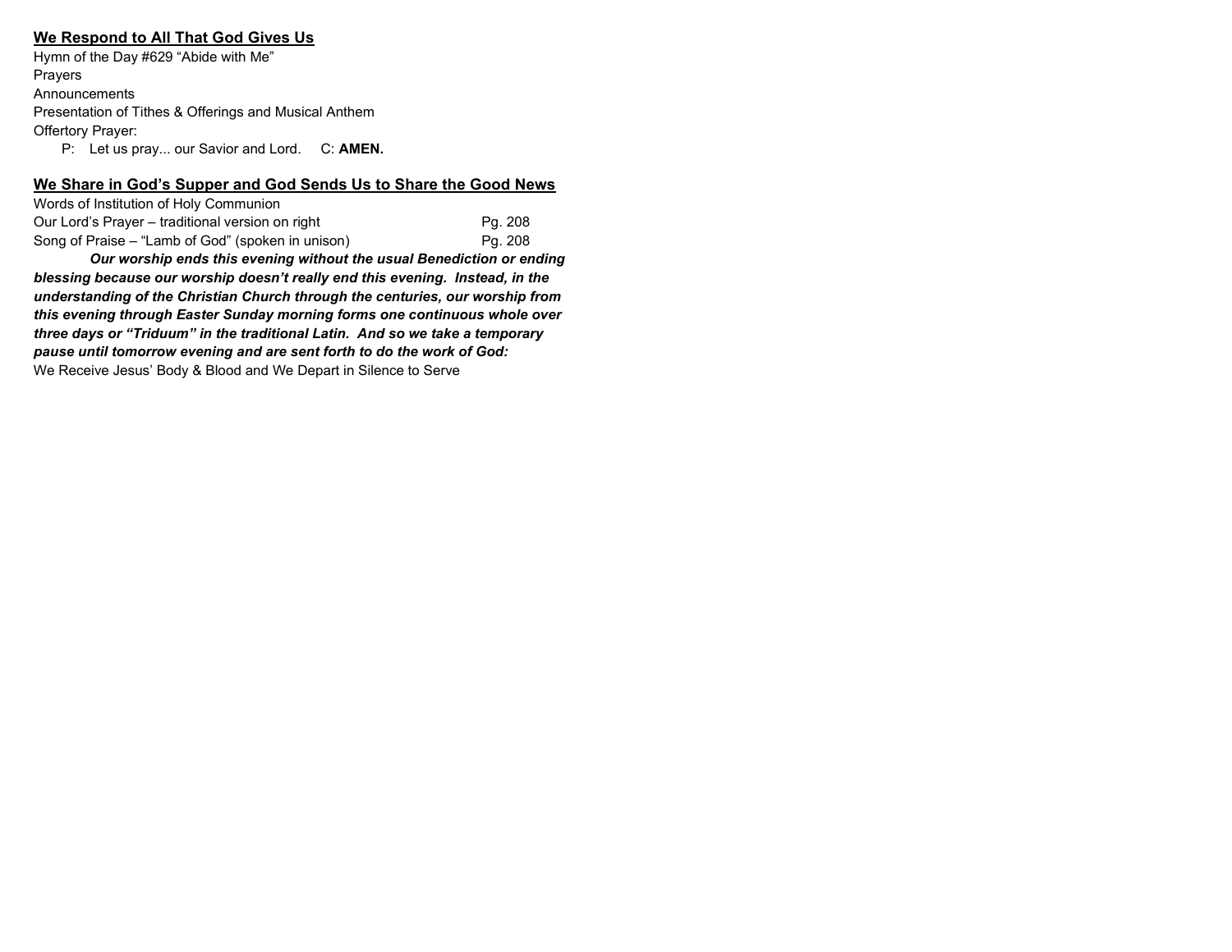**We Respond to All That God Gives Us**

Hymn of the Day #629 “Abide with Me”
Prayers
Announcements
Presentation of Tithes & Offerings and Musical Anthem
Offertory Prayer:
P: Let us pray... our Savior and Lord. C: **AMEN.**

**We Share in God’s Supper and God Sends Us to Share the Good News**

Words of Institution of Holy Communion
Our Lord’s Prayer – traditional version on right Pg. 208
Song of Praise – “Lamb of God” (spoken in unison) Pg. 208

***Our worship ends this evening without the usual Benediction or ending blessing because our worship doesn’t really end this evening. Instead, in the understanding of the Christian Church through the centuries, our worship from this evening through Easter Sunday morning forms one continuous whole over three days or “Triduum” in the traditional Latin. And so we take a temporary pause until tomorrow evening and are sent forth to do the work of God:***

We Receive Jesus’ Body & Blood and We Depart in Silence to Serve